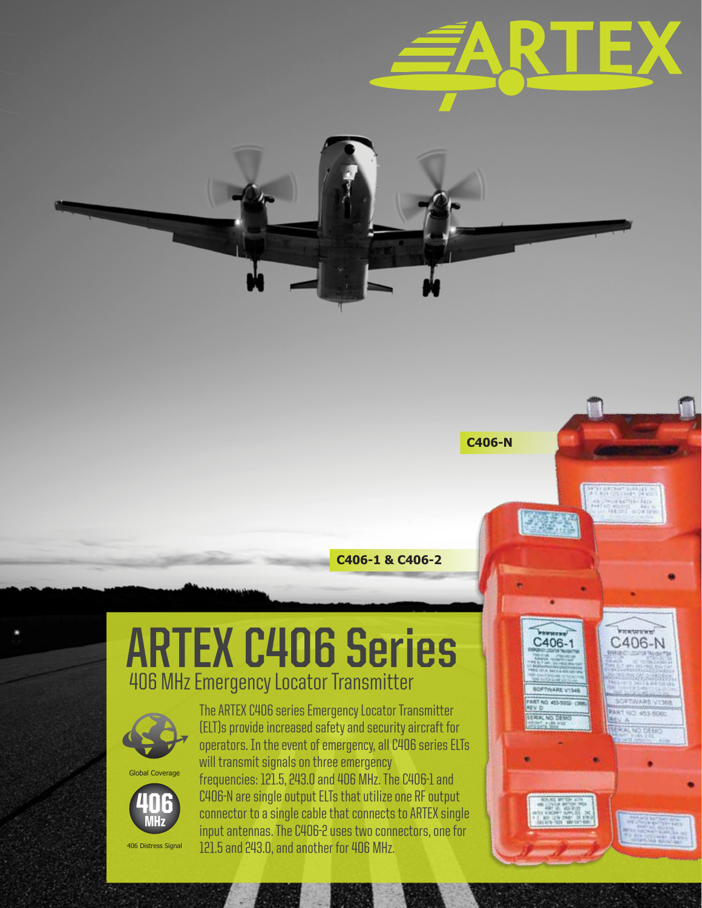ARTEX

C406-N

C406-1 & C406-2

# ARTEX C406 Series

## 406 MHz Emergency Locator Transmitter

Global Coverage

406 MHz

406 Distress Signal

The ARTEX C406 series Emergency Locator Transmitter (ELT)s provide increased safety and security aircraft for operators. In the event of emergency, all C406 series ELTs will transmit signals on three emergency frequencies: 121.5, 243.0 and 406 MHz. The C406-1 and C406-N are single output ELTs that utilize one RF output connector to a single cable that connects to ARTEX single input antennas. The C406-2 uses two connectors, one for 121.5 and 243.0, and another for 406 MHz.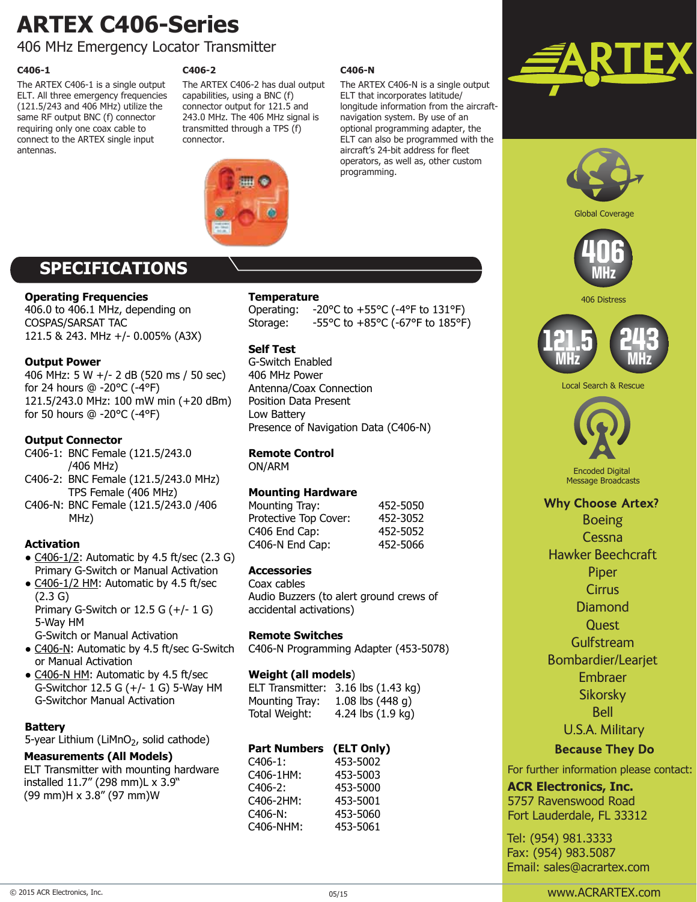# ARTEX C406-Series

406 MHz Emergency Locator Transmitter

### C406-1

The ARTEX C406-1 is a single output ELT. All three emergency frequencies (121.5/243 and 406 MHz) utilize the same RF output BNC (f) connector requiring only one coax cable to connect to the ARTEX single input antennas.

### C406-2

The ARTEX C406-2 has dual output capabilities, using a BNC (f) connector output for 121.5 and 243.0 MHz. The 406 MHz signal is transmitted through a TPS (f) connector.

### C406-N

The ARTEX C406-N is a single output ELT that incorporates latitude/longitude information from the aircraft-navigation system. By use of an optional programming adapter, the ELT can also be programmed with the aircraft's 24-bit address for fleet operators, as well as, other custom programming.

## SPECIFICATIONS

**Operating Frequencies**
406.0 to 406.1 MHz, depending on COSPAS/SARSAT TAC
121.5 & 243. MHz +/- 0.005% (A3X)

**Output Power**
406 MHz: 5 W +/- 2 dB (520 ms / 50 sec) for 24 hours @ -20°C (-4°F)
121.5/243.0 MHz: 100 mW min (+20 dBm) for 50 hours @ -20°C (-4°F)

**Output Connector**
C406-1: BNC Female (121.5/243.0 /406 MHz)
C406-2: BNC Female (121.5/243.0 MHz)
TPS Female (406 MHz)
C406-N: BNC Female (121.5/243.0 /406 MHz)

**Activation**
- C406-1/2: Automatic by 4.5 ft/sec (2.3 G) Primary G-Switch or Manual Activation
- C406-1/2 HM: Automatic by 4.5 ft/sec (2.3 G) Primary G-Switch or 12.5 G (+/- 1 G) 5-Way HM G-Switch or Manual Activation
- C406-N: Automatic by 4.5 ft/sec G-Switch or Manual Activation
- C406-N HM: Automatic by 4.5 ft/sec G-Switchor 12.5 G (+/- 1 G) 5-Way HM G-Switchor Manual Activation

**Battery**
5-year Lithium ($LiMnO_2$, solid cathode)

**Measurements (All Models)**
ELT Transmitter with mounting hardware installed 11.7" (298 mm)L x 3.9" (99 mm)H x 3.8" (97 mm)W

**Temperature**
Operating: -20°C to +55°C (-4°F to 131°F)
Storage: -55°C to +85°C (-67°F to 185°F)

**Self Test**
G-Switch Enabled
406 MHz Power
Antenna/Coax Connection
Position Data Present
Low Battery
Presence of Navigation Data (C406-N)

**Remote Control**
ON/ARM

**Mounting Hardware**

| | |
|---|---|
| Mounting Tray: | 452-5050 |
| Protective Top Cover: | 452-3052 |
| C406 End Cap: | 452-5052 |
| C406-N End Cap: | 452-5066 |

**Accessories**
Coax cables
Audio Buzzers (to alert ground crews of accidental activations)

**Remote Switches**
C406-N Programming Adapter (453-5078)

**Weight (all models)**

| | |
|---|---|
| ELT Transmitter: | 3.16 lbs (1.43 kg) |
| Mounting Tray: | 1.08 lbs (448 g) |
| Total Weight: | 4.24 lbs (1.9 kg) |

**Part Numbers (ELT Only)**

| | |
|---|---|
| C406-1: | 453-5002 |
| C406-1HM: | 453-5003 |
| C406-2: | 453-5000 |
| C406-2HM: | 453-5001 |
| C406-N: | 453-5060 |
| C406-NHM: | 453-5061 |

ARTEX

Global Coverage

406 MHz
406 Distress

121.5 MHz 243 MHz
Local Search & Rescue

Encoded Digital Message Broadcasts

**Why Choose Artex?**
Boeing
Cessna
Hawker Beechcraft
Piper
Cirrus
Diamond
Quest
Gulfstream
Bombardier/Learjet
Embraer
Sikorsky
Bell
U.S.A. Military
**Because They Do**

For further information please contact:

**ACR Electronics, Inc.**
5757 Ravenswood Road
Fort Lauderdale, FL 33312

Tel: (954) 981.3333
Fax: (954) 983.5087
Email: sales@acrartex.com

© 2015 ACR Electronics, Inc. 05/15 www.ACRARTEX.com